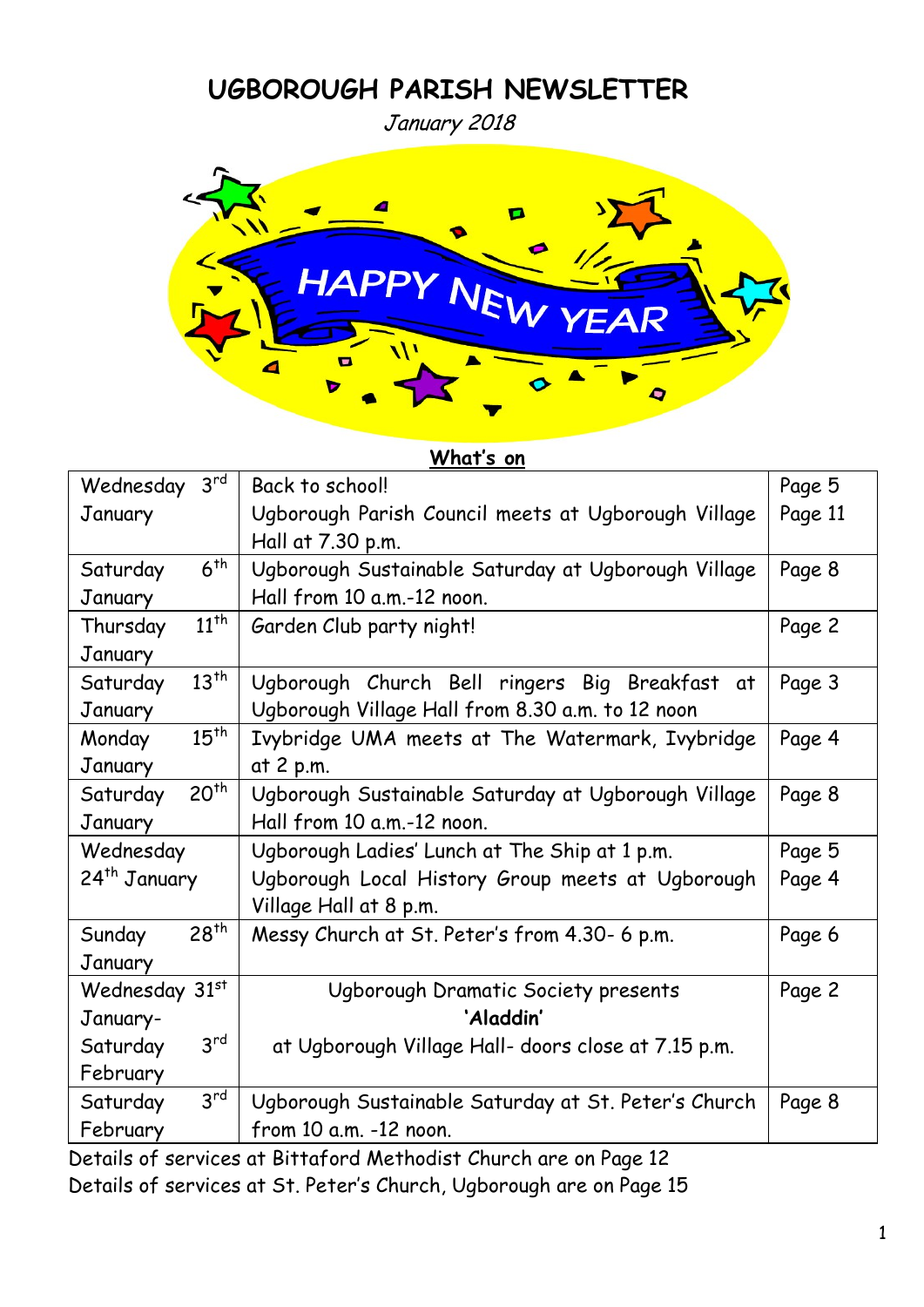# UGBOROUGH PARISH NEWSLETTER

*January 2018*

**What's on**

| Date | Event | Page |
|---|---|---|
| Wednesday 3rd January | Back to school!<br>Ugborough Parish Council meets at Ugborough Village Hall at 7.30 p.m. | Page 5<br>Page 11 |
| Saturday 6th January | Ugborough Sustainable Saturday at Ugborough Village Hall from 10 a.m.-12 noon. | Page 8 |
| Thursday 11th January | Garden Club party night! | Page 2 |
| Saturday 13th January | Ugborough Church Bell ringers Big Breakfast at Ugborough Village Hall from 8.30 a.m. to 12 noon | Page 3 |
| Monday 15th January | Ivybridge UMA meets at The Watermark, Ivybridge at 2 p.m. | Page 4 |
| Saturday 20th January | Ugborough Sustainable Saturday at Ugborough Village Hall from 10 a.m.-12 noon. | Page 8 |
| Wednesday 24th January | Ugborough Ladies' Lunch at The Ship at 1 p.m.<br>Ugborough Local History Group meets at Ugborough Village Hall at 8 p.m. | Page 5<br>Page 4 |
| Sunday 28th January | Messy Church at St. Peter's from 4.30- 6 p.m. | Page 6 |
| Wednesday 31st January- Saturday 3rd February | Ugborough Dramatic Society presents<br>**'Aladdin'**<br>at Ugborough Village Hall- doors close at 7.15 p.m. | Page 2 |
| Saturday 3rd February | Ugborough Sustainable Saturday at St. Peter's Church from 10 a.m. -12 noon. | Page 8 |

Details of services at Bittaford Methodist Church are on Page 12

Details of services at St. Peter's Church, Ugborough are on Page 15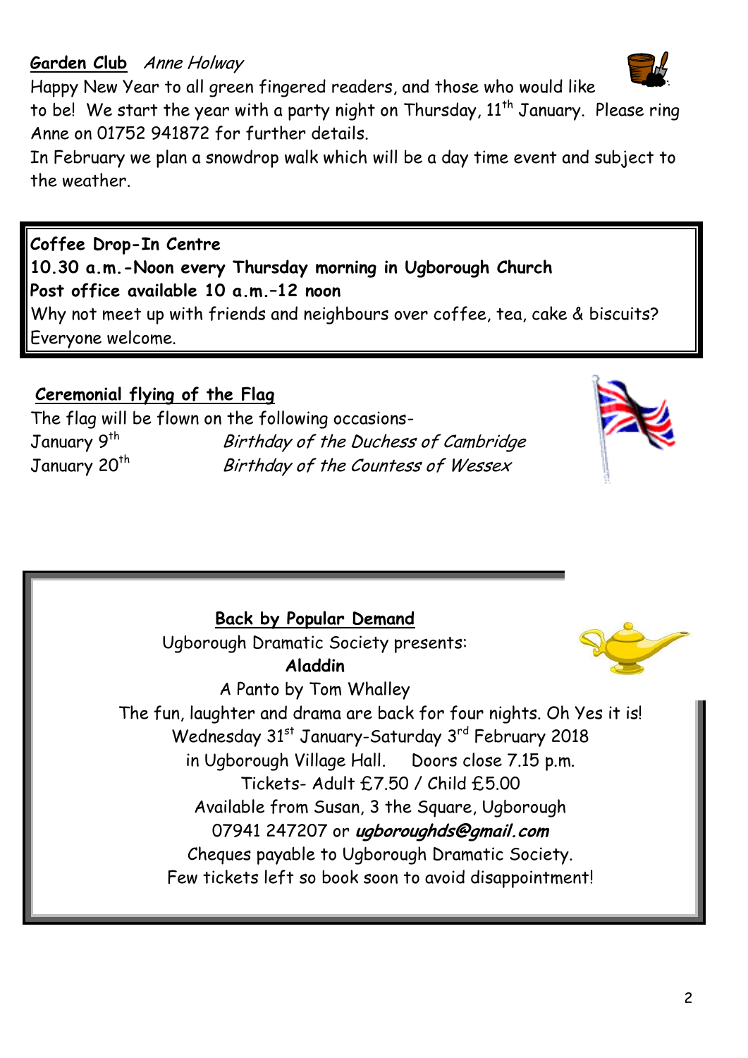## Garden Club *Anne Holway*

Happy New Year to all green fingered readers, and those who would like to be! We start the year with a party night on Thursday, 11th January. Please ring Anne on 01752 941872 for further details.

In February we plan a snowdrop walk which will be a day time event and subject to the weather.

**Coffee Drop-In Centre**

**10.30 a.m.-Noon every Thursday morning in Ugborough Church**

**Post office available 10 a.m.–12 noon**

Why not meet up with friends and neighbours over coffee, tea, cake & biscuits? Everyone welcome.

## Ceremonial flying of the Flag

The flag will be flown on the following occasions-

January 9th *Birthday of the Duchess of Cambridge*

January 20th *Birthday of the Countess of Wessex*

## Back by Popular Demand

Ugborough Dramatic Society presents:

**Aladdin**

A Panto by Tom Whalley

The fun, laughter and drama are back for four nights. Oh Yes it is!

Wednesday 31st January-Saturday 3rd February 2018

in Ugborough Village Hall. Doors close 7.15 p.m.

Tickets- Adult £7.50 / Child £5.00

Available from Susan, 3 the Square, Ugborough

07941 247207 or ***ugboroughds@gmail.com***

Cheques payable to Ugborough Dramatic Society.

Few tickets left so book soon to avoid disappointment!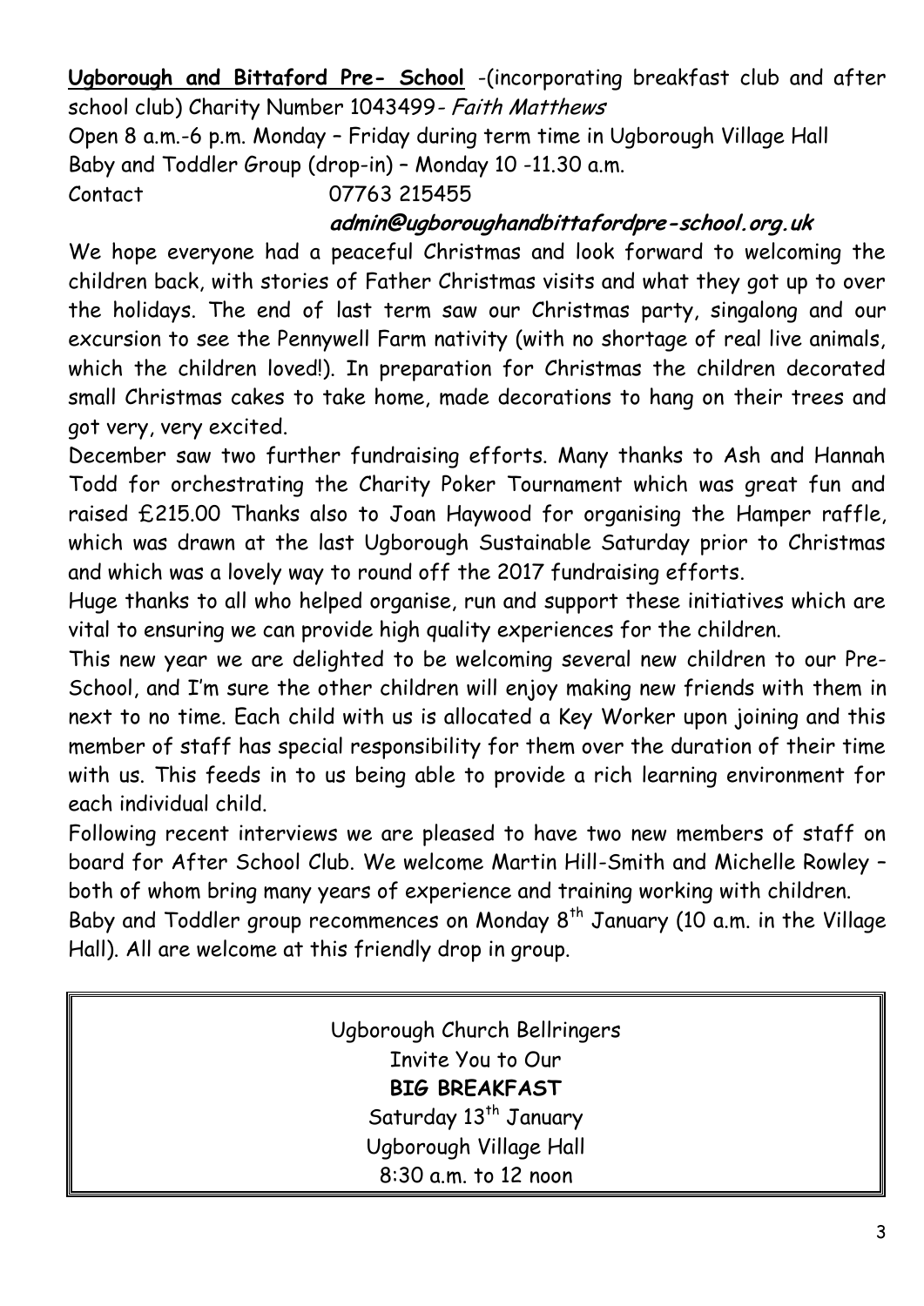**Ugborough and Bittaford Pre- School** -(incorporating breakfast club and after school club) Charity Number 1043499- *Faith Matthews*

Open 8 a.m.-6 p.m. Monday – Friday during term time in Ugborough Village Hall

Baby and Toddler Group (drop-in) – Monday 10 -11.30 a.m.

Contact 07763 215455

***admin@ugboroughandbittafordpre-school.org.uk***

We hope everyone had a peaceful Christmas and look forward to welcoming the children back, with stories of Father Christmas visits and what they got up to over the holidays. The end of last term saw our Christmas party, singalong and our excursion to see the Pennywell Farm nativity (with no shortage of real live animals, which the children loved!). In preparation for Christmas the children decorated small Christmas cakes to take home, made decorations to hang on their trees and got very, very excited.

December saw two further fundraising efforts. Many thanks to Ash and Hannah Todd for orchestrating the Charity Poker Tournament which was great fun and raised £215.00 Thanks also to Joan Haywood for organising the Hamper raffle, which was drawn at the last Ugborough Sustainable Saturday prior to Christmas and which was a lovely way to round off the 2017 fundraising efforts.

Huge thanks to all who helped organise, run and support these initiatives which are vital to ensuring we can provide high quality experiences for the children.

This new year we are delighted to be welcoming several new children to our Pre-School, and I'm sure the other children will enjoy making new friends with them in next to no time. Each child with us is allocated a Key Worker upon joining and this member of staff has special responsibility for them over the duration of their time with us. This feeds in to us being able to provide a rich learning environment for each individual child.

Following recent interviews we are pleased to have two new members of staff on board for After School Club. We welcome Martin Hill-Smith and Michelle Rowley – both of whom bring many years of experience and training working with children.

Baby and Toddler group recommences on Monday 8th January (10 a.m. in the Village Hall). All are welcome at this friendly drop in group.

Ugborough Church Bellringers

Invite You to Our

**BIG BREAKFAST**

Saturday 13th January

Ugborough Village Hall

8:30 a.m. to 12 noon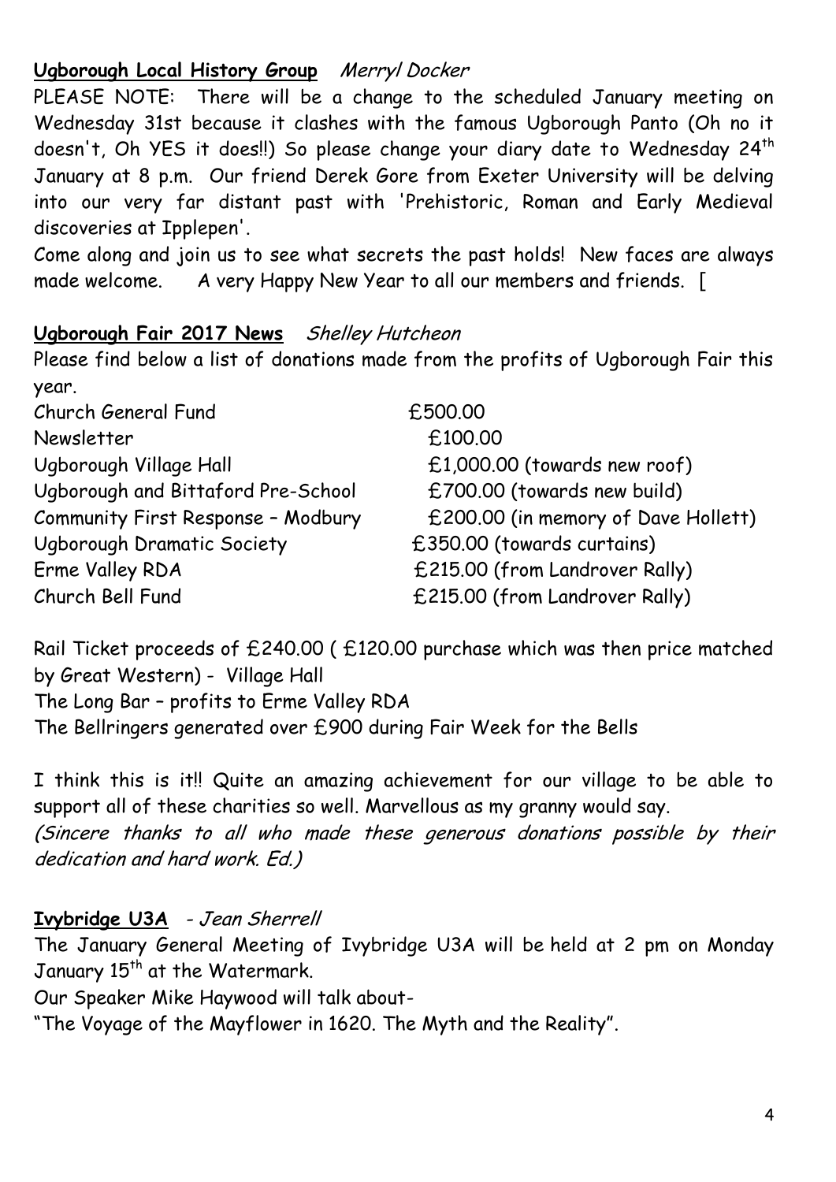**Ugborough Local History Group** *Merryl Docker*

PLEASE NOTE: There will be a change to the scheduled January meeting on Wednesday 31st because it clashes with the famous Ugborough Panto (Oh no it doesn't, Oh YES it does!!) So please change your diary date to Wednesday 24th January at 8 p.m. Our friend Derek Gore from Exeter University will be delving into our very far distant past with 'Prehistoric, Roman and Early Medieval discoveries at Ipplepen'.

Come along and join us to see what secrets the past holds! New faces are always made welcome. A very Happy New Year to all our members and friends. [

**Ugborough Fair 2017 News** *Shelley Hutcheon*

Please find below a list of donations made from the profits of Ugborough Fair this year.

| | |
|---|---|
| Church General Fund | £500.00 |
| Newsletter | £100.00 |
| Ugborough Village Hall | £1,000.00 (towards new roof) |
| Ugborough and Bittaford Pre-School | £700.00 (towards new build) |
| Community First Response – Modbury | £200.00 (in memory of Dave Hollett) |
| Ugborough Dramatic Society | £350.00 (towards curtains) |
| Erme Valley RDA | £215.00 (from Landrover Rally) |
| Church Bell Fund | £215.00 (from Landrover Rally) |

Rail Ticket proceeds of £240.00 ( £120.00 purchase which was then price matched by Great Western) - Village Hall
The Long Bar – profits to Erme Valley RDA
The Bellringers generated over £900 during Fair Week for the Bells

I think this is it!! Quite an amazing achievement for our village to be able to support all of these charities so well. Marvellous as my granny would say.
*(Sincere thanks to all who made these generous donations possible by their dedication and hard work. Ed.)*

**Ivybridge U3A** *- Jean Sherrell*

The January General Meeting of Ivybridge U3A will be held at 2 pm on Monday January 15th at the Watermark.

Our Speaker Mike Haywood will talk about-

"The Voyage of the Mayflower in 1620. The Myth and the Reality".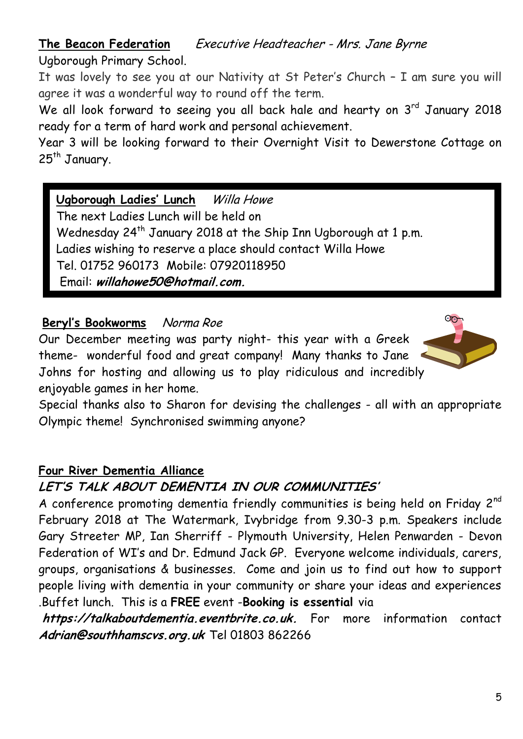**The Beacon Federation** *Executive Headteacher - Mrs. Jane Byrne*

Ugborough Primary School.

It was lovely to see you at our Nativity at St Peter's Church – I am sure you will agree it was a wonderful way to round off the term.

We all look forward to seeing you all back hale and hearty on 3rd January 2018 ready for a term of hard work and personal achievement.

Year 3 will be looking forward to their Overnight Visit to Dewerstone Cottage on 25th January.

**Ugborough Ladies' Lunch** *Willa Howe*

The next Ladies Lunch will be held on Wednesday 24th January 2018 at the Ship Inn Ugborough at 1 p.m.

Ladies wishing to reserve a place should contact Willa Howe

Tel. 01752 960173 Mobile: 07920118950

Email: ***willahowe50@hotmail.com.***

**Beryl's Bookworms** *Norma Roe*

Our December meeting was party night- this year with a Greek theme- wonderful food and great company! Many thanks to Jane Johns for hosting and allowing us to play ridiculous and incredibly enjoyable games in her home.

Special thanks also to Sharon for devising the challenges - all with an appropriate Olympic theme! Synchronised swimming anyone?

**Four River Dementia Alliance**

***LET'S TALK ABOUT DEMENTIA IN OUR COMMUNITIES'***

A conference promoting dementia friendly communities is being held on Friday 2nd February 2018 at The Watermark, Ivybridge from 9.30-3 p.m. Speakers include Gary Streeter MP, Ian Sherriff - Plymouth University, Helen Penwarden - Devon Federation of WI's and Dr. Edmund Jack GP. Everyone welcome individuals, carers, groups, organisations & businesses. Come and join us to find out how to support people living with dementia in your community or share your ideas and experiences .Buffet lunch. This is a **FREE** event -**Booking is essential** via ***https://talkaboutdementia.eventbrite.co.uk.*** For more information contact ***Adrian@southhamscvs.org.uk*** Tel 01803 862266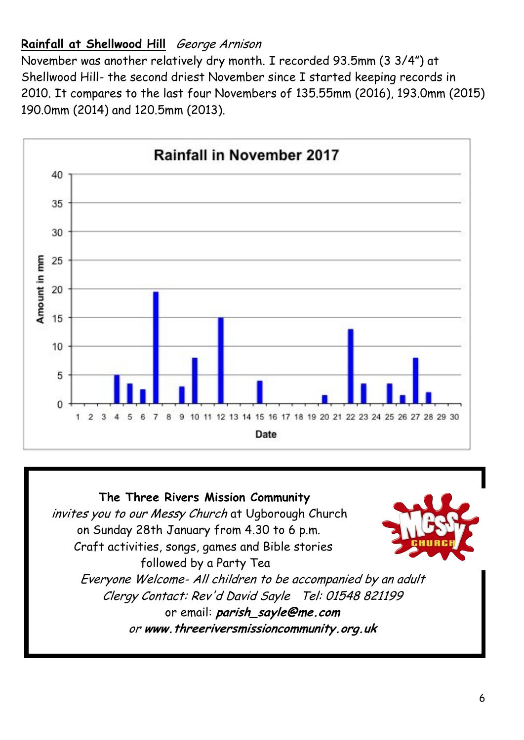**Rainfall at Shellwood Hill** *George Arnison*

November was another relatively dry month. I recorded 93.5mm (3 3/4") at Shellwood Hill- the second driest November since I started keeping records in 2010. It compares to the last four Novembers of 135.55mm (2016), 193.0mm (2015) 190.0mm (2014) and 120.5mm (2013).

**Rainfall in November 2017**

| Date | Amount in mm |
|---|---|
| 4 | 5 |
| 5 | 3.5 |
| 6 | 2.5 |
| 7 | 19.5 |
| 9 | 3 |
| 10 | 8 |
| 12 | 15 |
| 15 | 4 |
| 20 | 1.5 |
| 22 | 13 |
| 23 | 3.5 |
| 25 | 3.5 |
| 26 | 1.5 |
| 27 | 8 |
| 28 | 2 |

**The Three Rivers Mission Community**

*invites you to our Messy Church* at Ugborough Church on Sunday 28th January from 4.30 to 6 p.m.

Craft activities, songs, games and Bible stories followed by a Party Tea

*Everyone Welcome- All children to be accompanied by an adult*

*Clergy Contact: Rev'd David Sayle Tel: 01548 821199*

or email: ***parish_sayle@me.com***

*or* ***www.threeriversmissioncommunity.org.uk***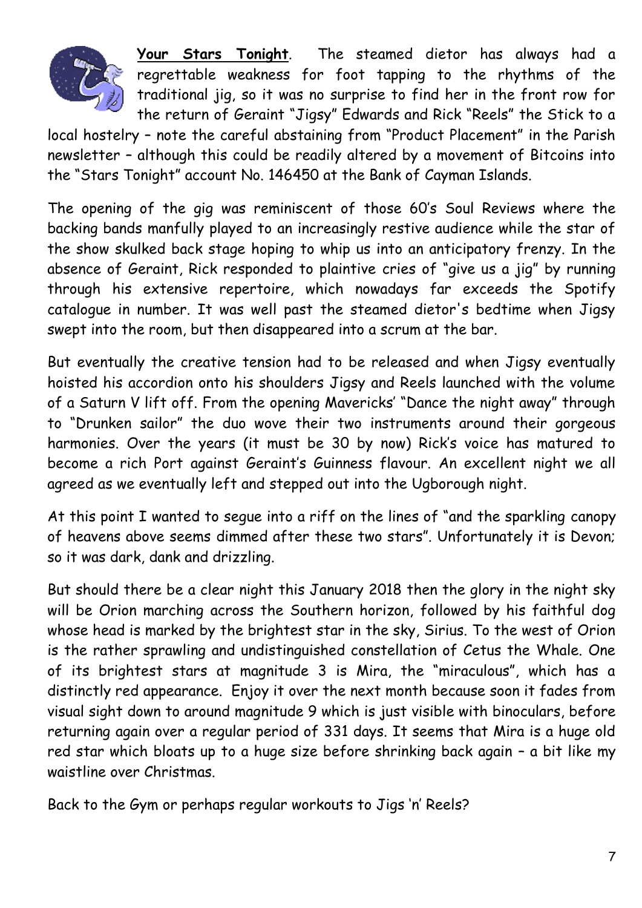<u>**Your Stars Tonight**</u>. The steamed dietor has always had a regrettable weakness for foot tapping to the rhythms of the traditional jig, so it was no surprise to find her in the front row for the return of Geraint "Jigsy" Edwards and Rick "Reels" the Stick to a local hostelry – note the careful abstaining from "Product Placement" in the Parish newsletter – although this could be readily altered by a movement of Bitcoins into the "Stars Tonight" account No. 146450 at the Bank of Cayman Islands.

The opening of the gig was reminiscent of those 60's Soul Reviews where the backing bands manfully played to an increasingly restive audience while the star of the show skulked back stage hoping to whip us into an anticipatory frenzy. In the absence of Geraint, Rick responded to plaintive cries of "give us a jig" by running through his extensive repertoire, which nowadays far exceeds the Spotify catalogue in number. It was well past the steamed dietor's bedtime when Jigsy swept into the room, but then disappeared into a scrum at the bar.

But eventually the creative tension had to be released and when Jigsy eventually hoisted his accordion onto his shoulders Jigsy and Reels launched with the volume of a Saturn V lift off. From the opening Mavericks' "Dance the night away" through to "Drunken sailor" the duo wove their two instruments around their gorgeous harmonies. Over the years (it must be 30 by now) Rick's voice has matured to become a rich Port against Geraint's Guinness flavour. An excellent night we all agreed as we eventually left and stepped out into the Ugborough night.

At this point I wanted to segue into a riff on the lines of "and the sparkling canopy of heavens above seems dimmed after these two stars". Unfortunately it is Devon; so it was dark, dank and drizzling.

But should there be a clear night this January 2018 then the glory in the night sky will be Orion marching across the Southern horizon, followed by his faithful dog whose head is marked by the brightest star in the sky, Sirius. To the west of Orion is the rather sprawling and undistinguished constellation of Cetus the Whale. One of its brightest stars at magnitude 3 is Mira, the "miraculous", which has a distinctly red appearance. Enjoy it over the next month because soon it fades from visual sight down to around magnitude 9 which is just visible with binoculars, before returning again over a regular period of 331 days. It seems that Mira is a huge old red star which bloats up to a huge size before shrinking back again – a bit like my waistline over Christmas.

Back to the Gym or perhaps regular workouts to Jigs 'n' Reels?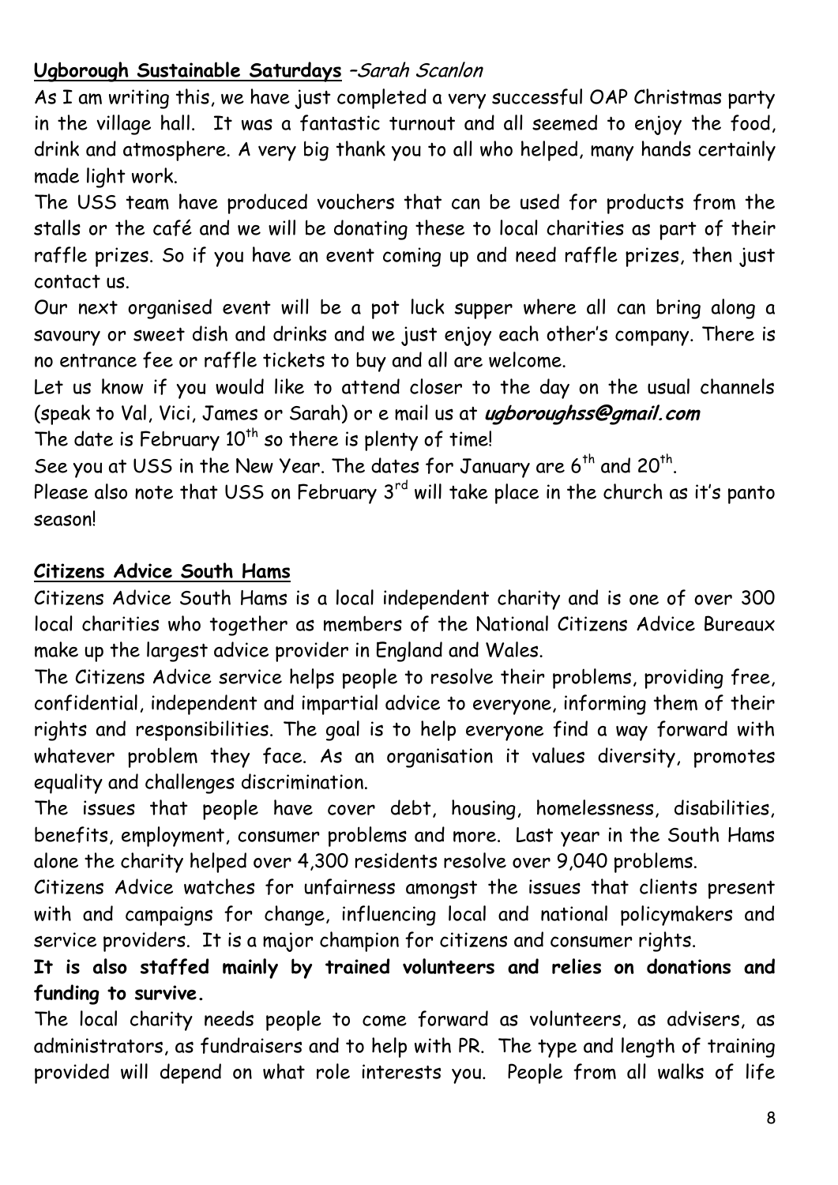**Ugborough Sustainable Saturdays** –*Sarah Scanlon*

As I am writing this, we have just completed a very successful OAP Christmas party in the village hall. It was a fantastic turnout and all seemed to enjoy the food, drink and atmosphere. A very big thank you to all who helped, many hands certainly made light work.

The USS team have produced vouchers that can be used for products from the stalls or the café and we will be donating these to local charities as part of their raffle prizes. So if you have an event coming up and need raffle prizes, then just contact us.

Our next organised event will be a pot luck supper where all can bring along a savoury or sweet dish and drinks and we just enjoy each other's company. There is no entrance fee or raffle tickets to buy and all are welcome.

Let us know if you would like to attend closer to the day on the usual channels (speak to Val, Vici, James or Sarah) or e mail us at ***ugboroughss@gmail.com***

The date is February 10th so there is plenty of time!

See you at USS in the New Year. The dates for January are 6th and 20th.

Please also note that USS on February 3rd will take place in the church as it's panto season!

**Citizens Advice South Hams**

Citizens Advice South Hams is a local independent charity and is one of over 300 local charities who together as members of the National Citizens Advice Bureaux make up the largest advice provider in England and Wales.

The Citizens Advice service helps people to resolve their problems, providing free, confidential, independent and impartial advice to everyone, informing them of their rights and responsibilities. The goal is to help everyone find a way forward with whatever problem they face. As an organisation it values diversity, promotes equality and challenges discrimination.

The issues that people have cover debt, housing, homelessness, disabilities, benefits, employment, consumer problems and more. Last year in the South Hams alone the charity helped over 4,300 residents resolve over 9,040 problems.

Citizens Advice watches for unfairness amongst the issues that clients present with and campaigns for change, influencing local and national policymakers and service providers. It is a major champion for citizens and consumer rights.

**It is also staffed mainly by trained volunteers and relies on donations and funding to survive.**

The local charity needs people to come forward as volunteers, as advisers, as administrators, as fundraisers and to help with PR. The type and length of training provided will depend on what role interests you. People from all walks of life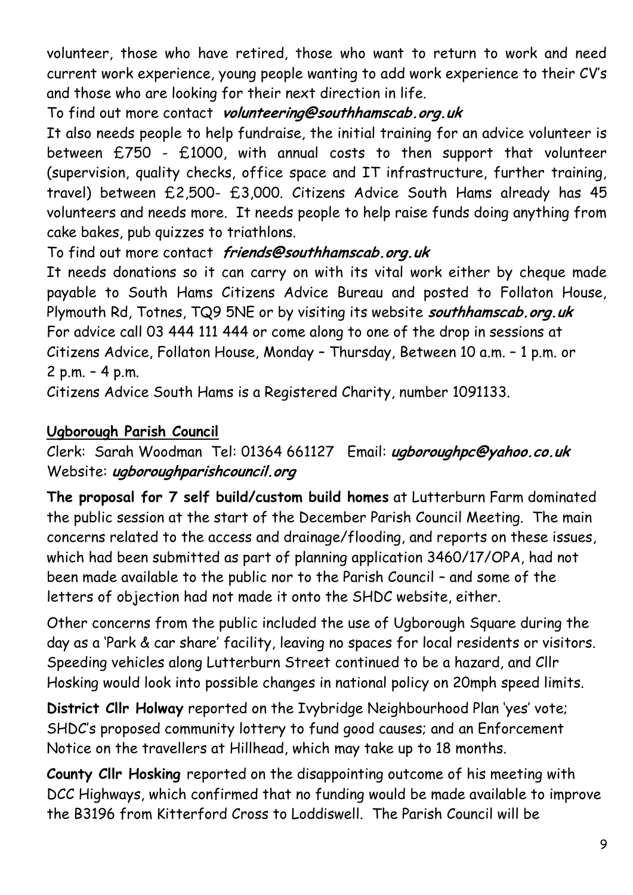volunteer, those who have retired, those who want to return to work and need current work experience, young people wanting to add work experience to their CV's and those who are looking for their next direction in life.

To find out more contact ***volunteering@southhamscab.org.uk***

It also needs people to help fundraise, the initial training for an advice volunteer is between £750 - £1000, with annual costs to then support that volunteer (supervision, quality checks, office space and IT infrastructure, further training, travel) between £2,500- £3,000. Citizens Advice South Hams already has 45 volunteers and needs more. It needs people to help raise funds doing anything from cake bakes, pub quizzes to triathlons.

To find out more contact ***friends@southhamscab.org.uk***

It needs donations so it can carry on with its vital work either by cheque made payable to South Hams Citizens Advice Bureau and posted to Follaton House, Plymouth Rd, Totnes, TQ9 5NE or by visiting its website ***southhamscab.org.uk***
For advice call 03 444 111 444 or come along to one of the drop in sessions at Citizens Advice, Follaton House, Monday – Thursday, Between 10 a.m. – 1 p.m. or 2 p.m. – 4 p.m.

Citizens Advice South Hams is a Registered Charity, number 1091133.

**Ugborough Parish Council**

Clerk: Sarah Woodman Tel: 01364 661127 Email: ***ugboroughpc@yahoo.co.uk***
Website: ***ugboroughparishcouncil.org***

**The proposal for 7 self build/custom build homes** at Lutterburn Farm dominated the public session at the start of the December Parish Council Meeting. The main concerns related to the access and drainage/flooding, and reports on these issues, which had been submitted as part of planning application 3460/17/OPA, had not been made available to the public nor to the Parish Council – and some of the letters of objection had not made it onto the SHDC website, either.

Other concerns from the public included the use of Ugborough Square during the day as a 'Park & car share' facility, leaving no spaces for local residents or visitors. Speeding vehicles along Lutterburn Street continued to be a hazard, and Cllr Hosking would look into possible changes in national policy on 20mph speed limits.

**District Cllr Holway** reported on the Ivybridge Neighbourhood Plan 'yes' vote; SHDC's proposed community lottery to fund good causes; and an Enforcement Notice on the travellers at Hillhead, which may take up to 18 months.

**County Cllr Hosking** reported on the disappointing outcome of his meeting with DCC Highways, which confirmed that no funding would be made available to improve the B3196 from Kitterford Cross to Loddiswell. The Parish Council will be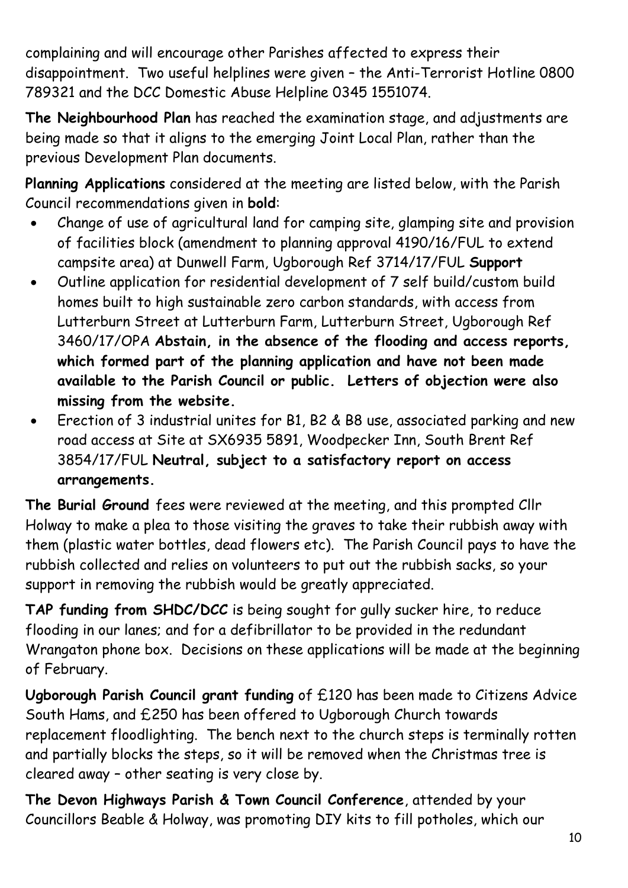complaining and will encourage other Parishes affected to express their disappointment. Two useful helplines were given – the Anti-Terrorist Hotline 0800 789321 and the DCC Domestic Abuse Helpline 0345 1551074.

**The Neighbourhood Plan** has reached the examination stage, and adjustments are being made so that it aligns to the emerging Joint Local Plan, rather than the previous Development Plan documents.

**Planning Applications** considered at the meeting are listed below, with the Parish Council recommendations given in **bold**:

- Change of use of agricultural land for camping site, glamping site and provision of facilities block (amendment to planning approval 4190/16/FUL to extend campsite area) at Dunwell Farm, Ugborough Ref 3714/17/FUL **Support**
- Outline application for residential development of 7 self build/custom build homes built to high sustainable zero carbon standards, with access from Lutterburn Street at Lutterburn Farm, Lutterburn Street, Ugborough Ref 3460/17/OPA **Abstain, in the absence of the flooding and access reports, which formed part of the planning application and have not been made available to the Parish Council or public. Letters of objection were also missing from the website.**
- Erection of 3 industrial unites for B1, B2 & B8 use, associated parking and new road access at Site at SX6935 5891, Woodpecker Inn, South Brent Ref 3854/17/FUL **Neutral, subject to a satisfactory report on access arrangements.**

**The Burial Ground** fees were reviewed at the meeting, and this prompted Cllr Holway to make a plea to those visiting the graves to take their rubbish away with them (plastic water bottles, dead flowers etc). The Parish Council pays to have the rubbish collected and relies on volunteers to put out the rubbish sacks, so your support in removing the rubbish would be greatly appreciated.

**TAP funding from SHDC/DCC** is being sought for gully sucker hire, to reduce flooding in our lanes; and for a defibrillator to be provided in the redundant Wrangaton phone box. Decisions on these applications will be made at the beginning of February.

**Ugborough Parish Council grant funding** of £120 has been made to Citizens Advice South Hams, and £250 has been offered to Ugborough Church towards replacement floodlighting. The bench next to the church steps is terminally rotten and partially blocks the steps, so it will be removed when the Christmas tree is cleared away – other seating is very close by.

**The Devon Highways Parish & Town Council Conference**, attended by your Councillors Beable & Holway, was promoting DIY kits to fill potholes, which our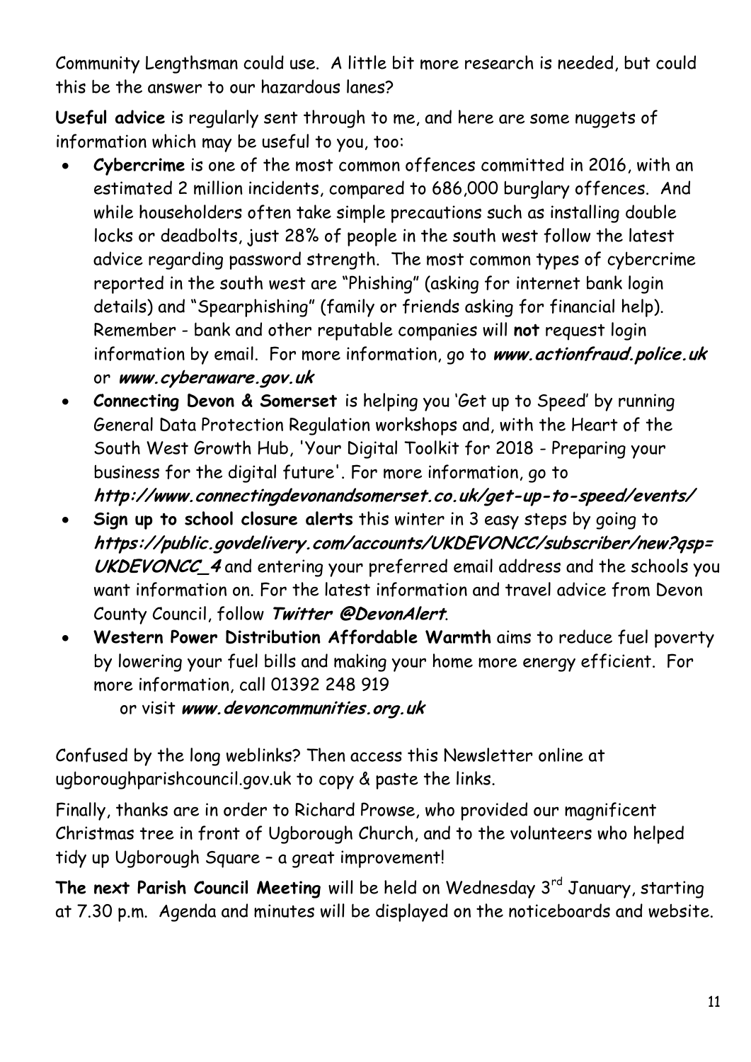Community Lengthsman could use. A little bit more research is needed, but could this be the answer to our hazardous lanes?

**Useful advice** is regularly sent through to me, and here are some nuggets of information which may be useful to you, too:

- ***Cybercrime*** is one of the most common offences committed in 2016, with an estimated 2 million incidents, compared to 686,000 burglary offences. And while householders often take simple precautions such as installing double locks or deadbolts, just 28% of people in the south west follow the latest advice regarding password strength. The most common types of cybercrime reported in the south west are "Phishing" (asking for internet bank login details) and "Spearphishing" (family or friends asking for financial help). Remember - bank and other reputable companies will **not** request login information by email. For more information, go to ***www.actionfraud.police.uk*** or ***www.cyberaware.gov.uk***
- **Connecting Devon & Somerset** is helping you 'Get up to Speed' by running General Data Protection Regulation workshops and, with the Heart of the South West Growth Hub, 'Your Digital Toolkit for 2018 - Preparing your business for the digital future'. For more information, go to ***http://www.connectingdevonandsomerset.co.uk/get-up-to-speed/events/***
- **Sign up to school closure alerts** this winter in 3 easy steps by going to ***https://public.govdelivery.com/accounts/UKDEVONCC/subscriber/new?qsp=UKDEVONCC_4*** and entering your preferred email address and the schools you want information on. For the latest information and travel advice from Devon County Council, follow ***Twitter @DevonAlert***.
- **Western Power Distribution Affordable Warmth** aims to reduce fuel poverty by lowering your fuel bills and making your home more energy efficient. For more information, call 01392 248 919 or visit ***www.devoncommunities.org.uk***

Confused by the long weblinks? Then access this Newsletter online at ugboroughparishcouncil.gov.uk to copy & paste the links.

Finally, thanks are in order to Richard Prowse, who provided our magnificent Christmas tree in front of Ugborough Church, and to the volunteers who helped tidy up Ugborough Square – a great improvement!

**The next Parish Council Meeting** will be held on Wednesday 3rd January, starting at 7.30 p.m. Agenda and minutes will be displayed on the noticeboards and website.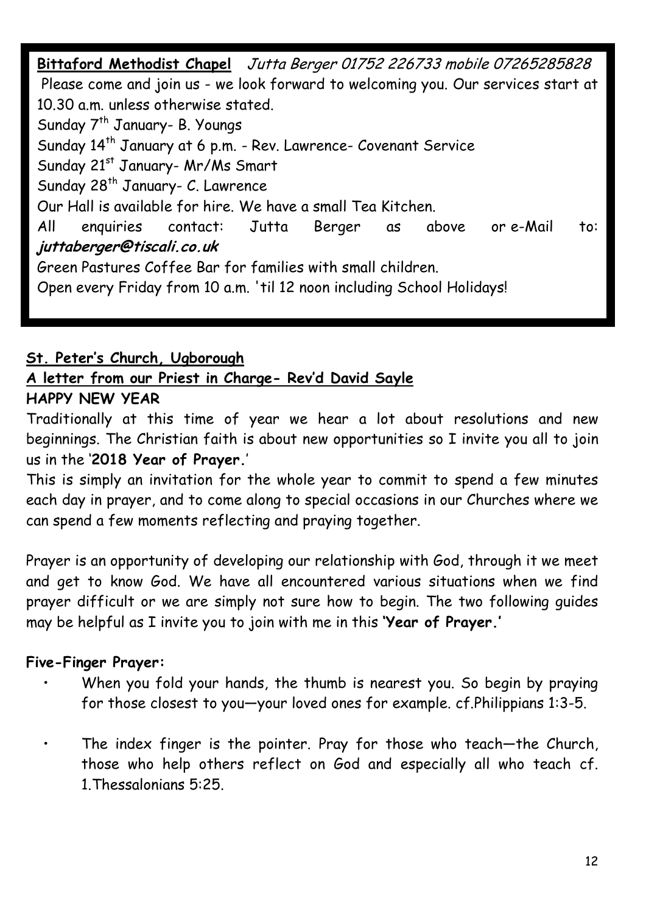**Bittaford Methodist Chapel** *Jutta Berger 01752 226733 mobile 07265285828*

Please come and join us - we look forward to welcoming you. Our services start at 10.30 a.m. unless otherwise stated.

Sunday 7th January- B. Youngs

Sunday 14th January at 6 p.m. - Rev. Lawrence- Covenant Service

Sunday 21st January- Mr/Ms Smart

Sunday 28th January- C. Lawrence

Our Hall is available for hire. We have a small Tea Kitchen.

All enquiries contact: Jutta Berger as above or e-Mail to: ***juttaberger@tiscali.co.uk***

Green Pastures Coffee Bar for families with small children.

Open every Friday from 10 a.m. 'til 12 noon including School Holidays!

**St. Peter's Church, Ugborough**

**A letter from our Priest in Charge- Rev'd David Sayle**

**HAPPY NEW YEAR**

Traditionally at this time of year we hear a lot about resolutions and new beginnings. The Christian faith is about new opportunities so I invite you all to join us in the '**2018 Year of Prayer.**'

This is simply an invitation for the whole year to commit to spend a few minutes each day in prayer, and to come along to special occasions in our Churches where we can spend a few moments reflecting and praying together.

Prayer is an opportunity of developing our relationship with God, through it we meet and get to know God. We have all encountered various situations when we find prayer difficult or we are simply not sure how to begin. The two following guides may be helpful as I invite you to join with me in this **'Year of Prayer.'**

**Five-Finger Prayer:**

- When you fold your hands, the thumb is nearest you. So begin by praying for those closest to you—your loved ones for example. cf.Philippians 1:3-5.
- The index finger is the pointer. Pray for those who teach—the Church, those who help others reflect on God and especially all who teach cf. 1.Thessalonians 5:25.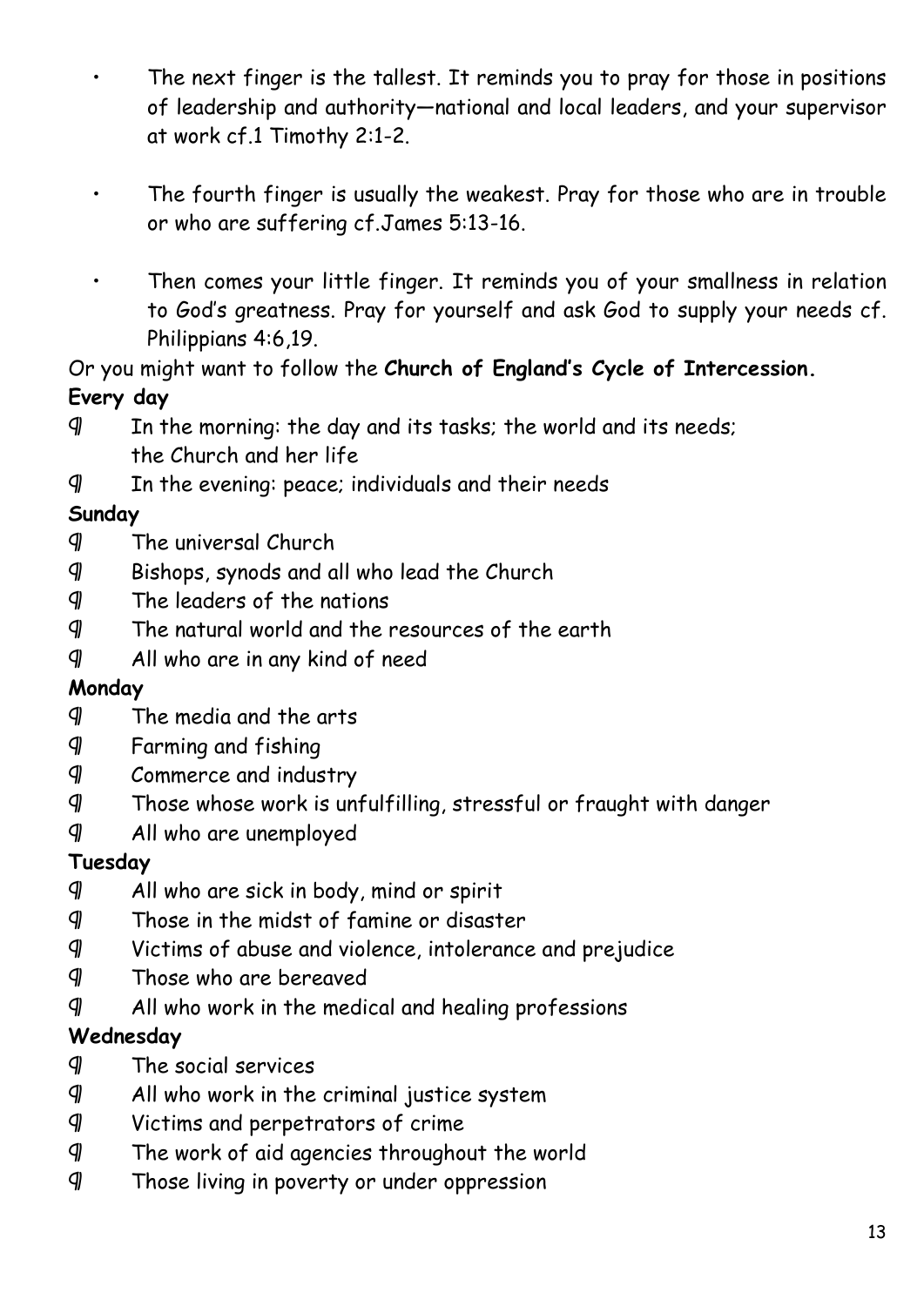- The next finger is the tallest. It reminds you to pray for those in positions of leadership and authority—national and local leaders, and your supervisor at work cf.1 Timothy 2:1-2.

- The fourth finger is usually the weakest. Pray for those who are in trouble or who are suffering cf.James 5:13-16.

- Then comes your little finger. It reminds you of your smallness in relation to God's greatness. Pray for yourself and ask God to supply your needs cf. Philippians 4:6,19.

Or you might want to follow the **Church of England's Cycle of Intercession.**

**Every day**

¶ In the morning: the day and its tasks; the world and its needs; the Church and her life

¶ In the evening: peace; individuals and their needs

**Sunday**

¶ The universal Church

¶ Bishops, synods and all who lead the Church

¶ The leaders of the nations

¶ The natural world and the resources of the earth

¶ All who are in any kind of need

**Monday**

¶ The media and the arts

¶ Farming and fishing

¶ Commerce and industry

¶ Those whose work is unfulfilling, stressful or fraught with danger

¶ All who are unemployed

**Tuesday**

¶ All who are sick in body, mind or spirit

¶ Those in the midst of famine or disaster

¶ Victims of abuse and violence, intolerance and prejudice

¶ Those who are bereaved

¶ All who work in the medical and healing professions

**Wednesday**

¶ The social services

¶ All who work in the criminal justice system

¶ Victims and perpetrators of crime

¶ The work of aid agencies throughout the world

¶ Those living in poverty or under oppression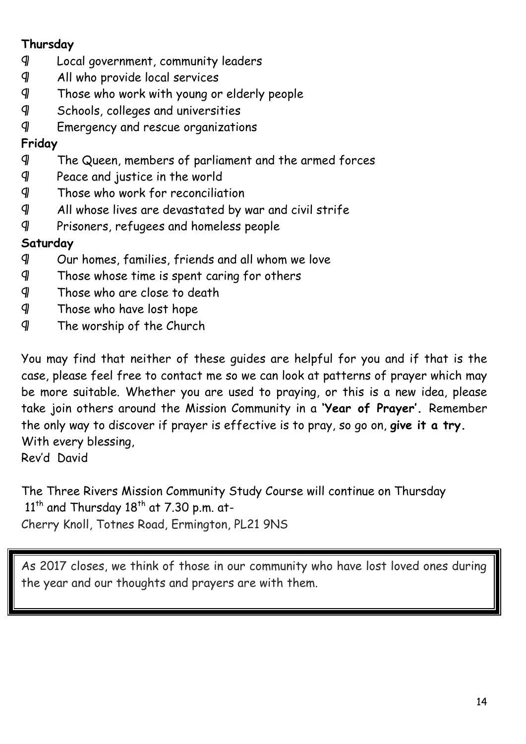**Thursday**

¶ Local government, community leaders
¶ All who provide local services
¶ Those who work with young or elderly people
¶ Schools, colleges and universities
¶ Emergency and rescue organizations

**Friday**

¶ The Queen, members of parliament and the armed forces
¶ Peace and justice in the world
¶ Those who work for reconciliation
¶ All whose lives are devastated by war and civil strife
¶ Prisoners, refugees and homeless people

**Saturday**

¶ Our homes, families, friends and all whom we love
¶ Those whose time is spent caring for others
¶ Those who are close to death
¶ Those who have lost hope
¶ The worship of the Church

You may find that neither of these guides are helpful for you and if that is the case, please feel free to contact me so we can look at patterns of prayer which may be more suitable. Whether you are used to praying, or this is a new idea, please take join others around the Mission Community in a **'Year of Prayer'.** Remember the only way to discover if prayer is effective is to pray, so go on, **give it a try.**
With every blessing,
Rev'd David

The Three Rivers Mission Community Study Course will continue on Thursday 11th and Thursday 18th at 7.30 p.m. at-
Cherry Knoll, Totnes Road, Ermington, PL21 9NS

As 2017 closes, we think of those in our community who have lost loved ones during the year and our thoughts and prayers are with them.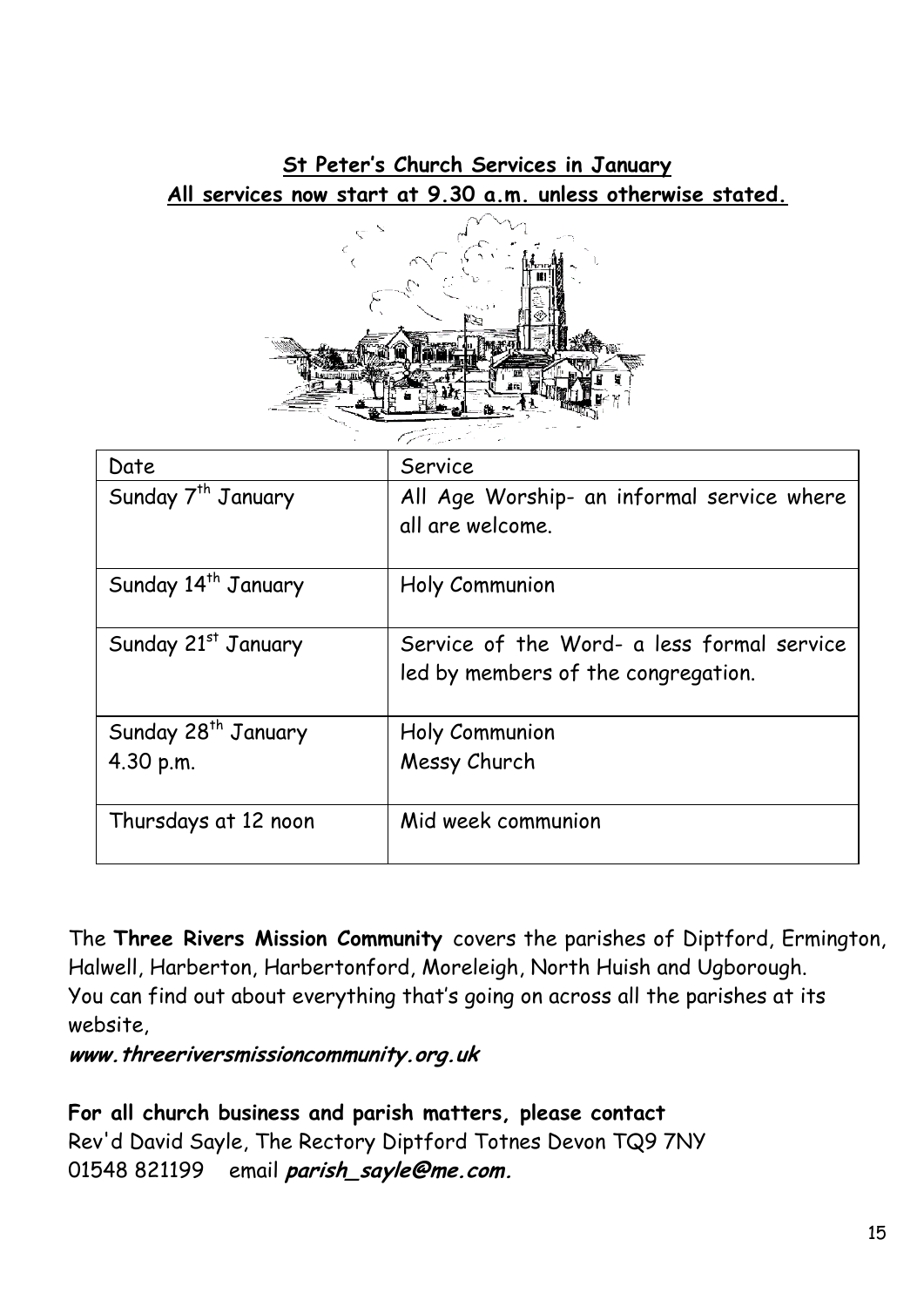## **St Peter's Church Services in January**

**All services now start at 9.30 a.m. unless otherwise stated.**

| Date | Service |
| --- | --- |
| Sunday 7th January | All Age Worship- an informal service where all are welcome. |
| Sunday 14th January | Holy Communion |
| Sunday 21st January | Service of the Word- a less formal service led by members of the congregation. |
| Sunday 28th January<br>4.30 p.m. | Holy Communion<br>Messy Church |
| Thursdays at 12 noon | Mid week communion |

The **Three Rivers Mission Community** covers the parishes of Diptford, Ermington, Halwell, Harberton, Harbertonford, Moreleigh, North Huish and Ugborough.
You can find out about everything that's going on across all the parishes at its website,

***www.threeriversmissioncommunity.org.uk***

**For all church business and parish matters, please contact**
Rev'd David Sayle, The Rectory Diptford Totnes Devon TQ9 7NY
01548 821199 email ***parish_sayle@me.com.***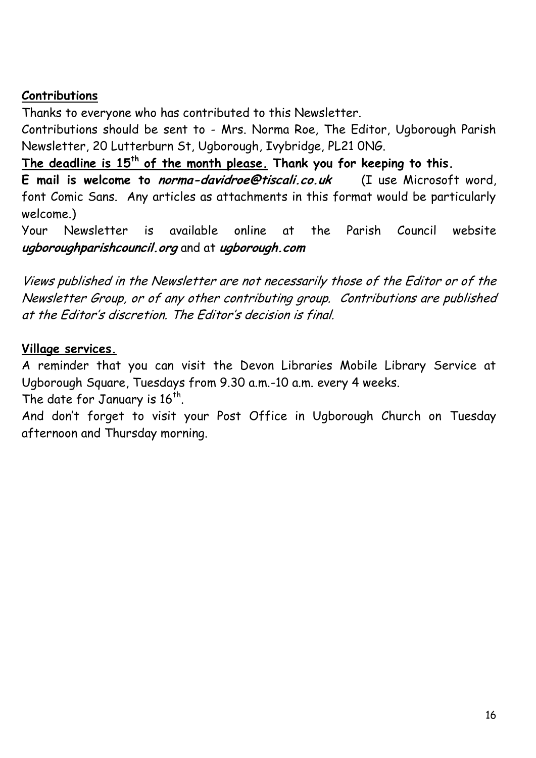**Contributions**

Thanks to everyone who has contributed to this Newsletter.

Contributions should be sent to - Mrs. Norma Roe, The Editor, Ugborough Parish Newsletter, 20 Lutterburn St, Ugborough, Ivybridge, PL21 0NG.

**The deadline is 15th of the month please. Thank you for keeping to this.**

**E mail is welcome to *norma-davidroe@tiscali.co.uk*** (I use Microsoft word, font Comic Sans. Any articles as attachments in this format would be particularly welcome.)

Your Newsletter is available online at the Parish Council website ***ugboroughparishcouncil.org*** and at ***ugborough.com***

*Views published in the Newsletter are not necessarily those of the Editor or of the Newsletter Group, or of any other contributing group. Contributions are published at the Editor's discretion. The Editor's decision is final.*

**Village services.**

A reminder that you can visit the Devon Libraries Mobile Library Service at Ugborough Square, Tuesdays from 9.30 a.m.-10 a.m. every 4 weeks.

The date for January is 16th.

And don't forget to visit your Post Office in Ugborough Church on Tuesday afternoon and Thursday morning.